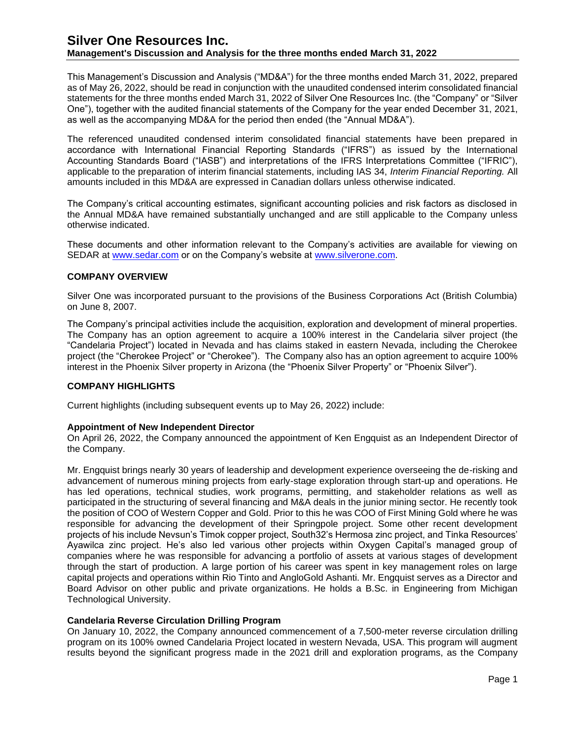# Silver One Resources Inc.

## Management's Discussion and Analysis for the three months ended March 31, 2022

This Management's Discussion and Analysis ("MD&A") for the three months ended March 31, 2022, prepared as of May 26, 2022, should be read in conjunction with the unaudited condensed interim consolidated financial statements for the three months ended March 31, 2022 of Silver One Resources Inc. (the "Company" or "Silver One"), together with the audited financial statements of the Company for the year ended December 31, 2021, as well as the accompanying MD&A for the period then ended (the "Annual MD&A").

The referenced unaudited condensed interim consolidated financial statements have been prepared in accordance with International Financial Reporting Standards ("IFRS") as issued by the International Accounting Standards Board ("IASB") and interpretations of the IFRS Interpretations Committee ("IFRIC"), applicable to the preparation of interim financial statements, including IAS 34, *Interim Financial Reporting.* All amounts included in this MD&A are expressed in Canadian dollars unless otherwise indicated.

The Company's critical accounting estimates, significant accounting policies and risk factors as disclosed in the Annual MD&A have remained substantially unchanged and are still applicable to the Company unless otherwise indicated.

These documents and other information relevant to the Company's activities are available for viewing on SEDAR at www.sedar.com or on the Company's website at www.silverone.com.

### COMPANY OVERVIEW

Silver One was incorporated pursuant to the provisions of the Business Corporations Act (British Columbia) on June 8, 2007.

The Company's principal activities include the acquisition, exploration and development of mineral properties. The Company has an option agreement to acquire a 100% interest in the Candelaria silver project (the "Candelaria Project") located in Nevada and has claims staked in eastern Nevada, including the Cherokee project (the "Cherokee Project" or "Cherokee"). The Company also has an option agreement to acquire 100% interest in the Phoenix Silver property in Arizona (the "Phoenix Silver Property" or "Phoenix Silver").

### COMPANY HIGHLIGHTS

Current highlights (including subsequent events up to May 26, 2022) include:

**Appointment of New Independent Director**

On April 26, 2022, the Company announced the appointment of Ken Engquist as an Independent Director of the Company.

Mr. Engquist brings nearly 30 years of leadership and development experience overseeing the de-risking and advancement of numerous mining projects from early-stage exploration through start-up and operations. He has led operations, technical studies, work programs, permitting, and stakeholder relations as well as participated in the structuring of several financing and M&A deals in the junior mining sector. He recently took the position of COO of Western Copper and Gold. Prior to this he was COO of First Mining Gold where he was responsible for advancing the development of their Springpole project. Some other recent development projects of his include Nevsun's Timok copper project, South32's Hermosa zinc project, and Tinka Resources' Ayawilca zinc project. He's also led various other projects within Oxygen Capital's managed group of companies where he was responsible for advancing a portfolio of assets at various stages of development through the start of production. A large portion of his career was spent in key management roles on large capital projects and operations within Rio Tinto and AngloGold Ashanti. Mr. Engquist serves as a Director and Board Advisor on other public and private organizations. He holds a B.Sc. in Engineering from Michigan Technological University.

**Candelaria Reverse Circulation Drilling Program**

On January 10, 2022, the Company announced commencement of a 7,500-meter reverse circulation drilling program on its 100% owned Candelaria Project located in western Nevada, USA. This program will augment results beyond the significant progress made in the 2021 drill and exploration programs, as the Company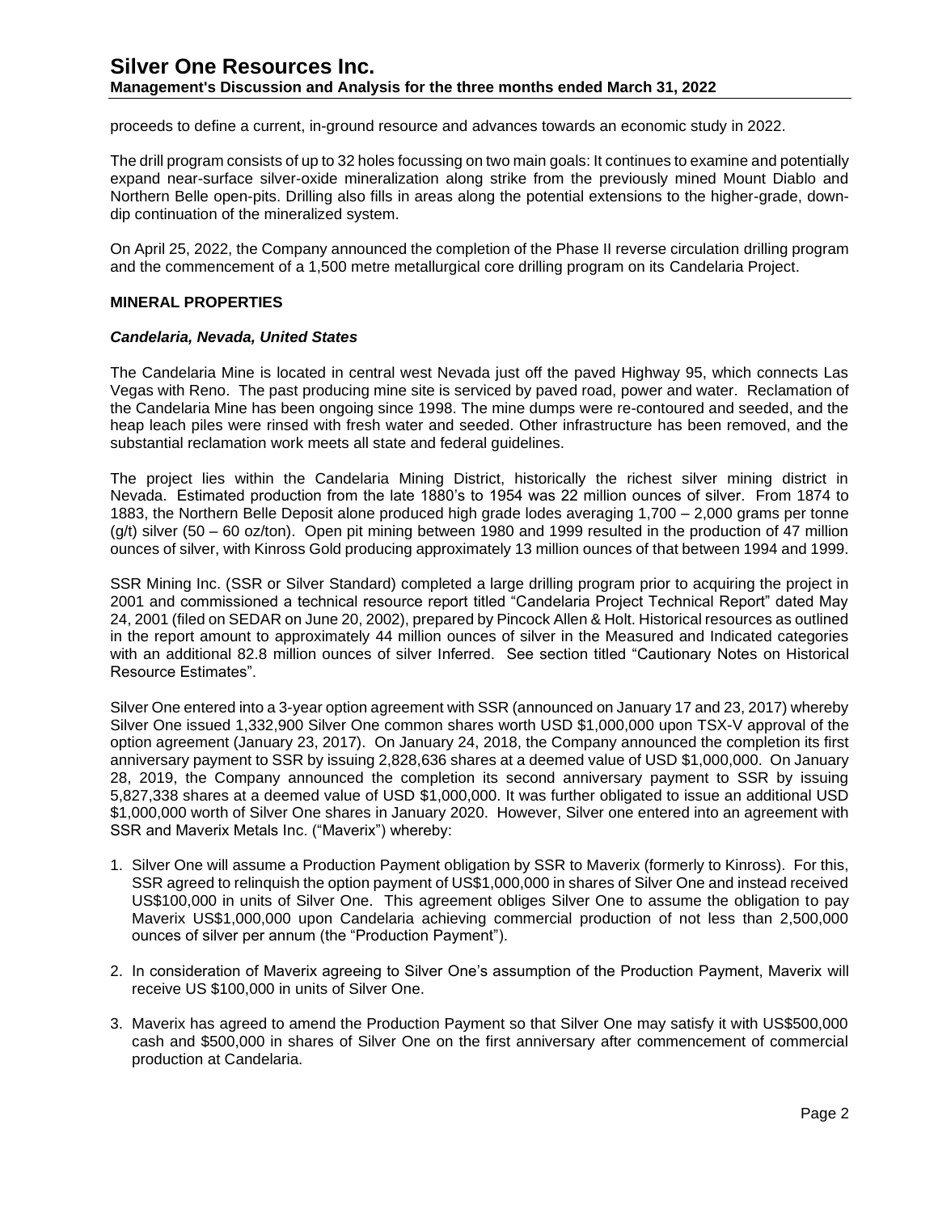proceeds to define a current, in-ground resource and advances towards an economic study in 2022.

The drill program consists of up to 32 holes focussing on two main goals: It continues to examine and potentially expand near-surface silver-oxide mineralization along strike from the previously mined Mount Diablo and Northern Belle open-pits. Drilling also fills in areas along the potential extensions to the higher-grade, down-dip continuation of the mineralized system.

On April 25, 2022, the Company announced the completion of the Phase II reverse circulation drilling program and the commencement of a 1,500 metre metallurgical core drilling program on its Candelaria Project.

## MINERAL PROPERTIES

### *Candelaria, Nevada, United States*

The Candelaria Mine is located in central west Nevada just off the paved Highway 95, which connects Las Vegas with Reno. The past producing mine site is serviced by paved road, power and water. Reclamation of the Candelaria Mine has been ongoing since 1998. The mine dumps were re-contoured and seeded, and the heap leach piles were rinsed with fresh water and seeded. Other infrastructure has been removed, and the substantial reclamation work meets all state and federal guidelines.

The project lies within the Candelaria Mining District, historically the richest silver mining district in Nevada. Estimated production from the late 1880's to 1954 was 22 million ounces of silver. From 1874 to 1883, the Northern Belle Deposit alone produced high grade lodes averaging 1,700 – 2,000 grams per tonne (g/t) silver (50 – 60 oz/ton). Open pit mining between 1980 and 1999 resulted in the production of 47 million ounces of silver, with Kinross Gold producing approximately 13 million ounces of that between 1994 and 1999.

SSR Mining Inc. (SSR or Silver Standard) completed a large drilling program prior to acquiring the project in 2001 and commissioned a technical resource report titled "Candelaria Project Technical Report" dated May 24, 2001 (filed on SEDAR on June 20, 2002), prepared by Pincock Allen & Holt. Historical resources as outlined in the report amount to approximately 44 million ounces of silver in the Measured and Indicated categories with an additional 82.8 million ounces of silver Inferred. See section titled "Cautionary Notes on Historical Resource Estimates".

Silver One entered into a 3-year option agreement with SSR (announced on January 17 and 23, 2017) whereby Silver One issued 1,332,900 Silver One common shares worth USD $1,000,000 upon TSX-V approval of the option agreement (January 23, 2017). On January 24, 2018, the Company announced the completion its first anniversary payment to SSR by issuing 2,828,636 shares at a deemed value of USD $1,000,000. On January 28, 2019, the Company announced the completion its second anniversary payment to SSR by issuing 5,827,338 shares at a deemed value of USD $1,000,000. It was further obligated to issue an additional USD $1,000,000 worth of Silver One shares in January 2020. However, Silver one entered into an agreement with SSR and Maverix Metals Inc. ("Maverix") whereby:

1. Silver One will assume a Production Payment obligation by SSR to Maverix (formerly to Kinross). For this, SSR agreed to relinquish the option payment of US$1,000,000 in shares of Silver One and instead received US$100,000 in units of Silver One. This agreement obliges Silver One to assume the obligation to pay Maverix US$1,000,000 upon Candelaria achieving commercial production of not less than 2,500,000 ounces of silver per annum (the "Production Payment").

2. In consideration of Maverix agreeing to Silver One's assumption of the Production Payment, Maverix will receive US $100,000 in units of Silver One.

3. Maverix has agreed to amend the Production Payment so that Silver One may satisfy it with US$500,000 cash and $500,000 in shares of Silver One on the first anniversary after commencement of commercial production at Candelaria.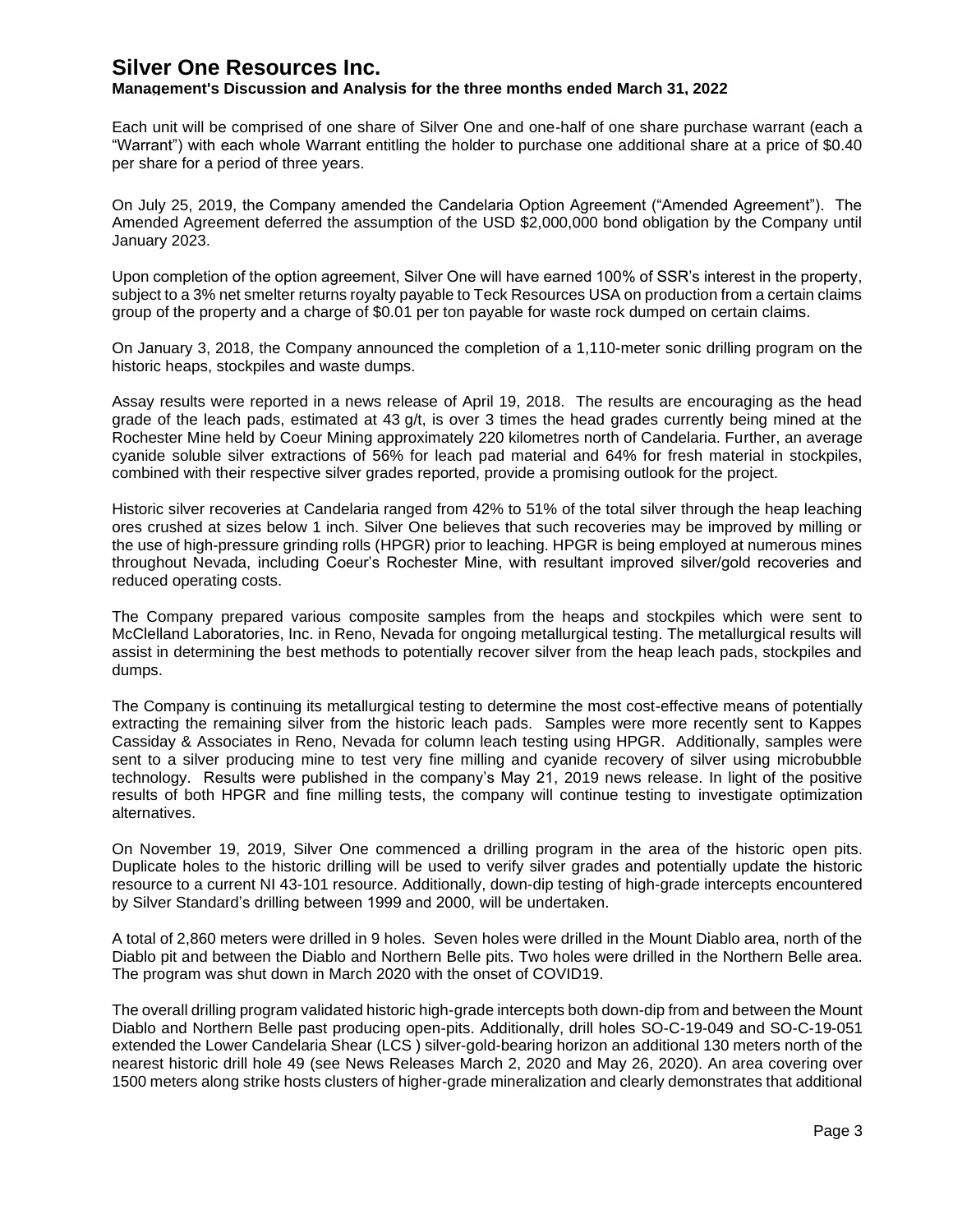Each unit will be comprised of one share of Silver One and one-half of one share purchase warrant (each a "Warrant") with each whole Warrant entitling the holder to purchase one additional share at a price of $0.40 per share for a period of three years.

On July 25, 2019, the Company amended the Candelaria Option Agreement ("Amended Agreement"). The Amended Agreement deferred the assumption of the USD $2,000,000 bond obligation by the Company until January 2023.

Upon completion of the option agreement, Silver One will have earned 100% of SSR's interest in the property, subject to a 3% net smelter returns royalty payable to Teck Resources USA on production from a certain claims group of the property and a charge of $0.01 per ton payable for waste rock dumped on certain claims.

On January 3, 2018, the Company announced the completion of a 1,110-meter sonic drilling program on the historic heaps, stockpiles and waste dumps.

Assay results were reported in a news release of April 19, 2018. The results are encouraging as the head grade of the leach pads, estimated at 43 g/t, is over 3 times the head grades currently being mined at the Rochester Mine held by Coeur Mining approximately 220 kilometres north of Candelaria. Further, an average cyanide soluble silver extractions of 56% for leach pad material and 64% for fresh material in stockpiles, combined with their respective silver grades reported, provide a promising outlook for the project.

Historic silver recoveries at Candelaria ranged from 42% to 51% of the total silver through the heap leaching ores crushed at sizes below 1 inch. Silver One believes that such recoveries may be improved by milling or the use of high-pressure grinding rolls (HPGR) prior to leaching. HPGR is being employed at numerous mines throughout Nevada, including Coeur's Rochester Mine, with resultant improved silver/gold recoveries and reduced operating costs.

The Company prepared various composite samples from the heaps and stockpiles which were sent to McClelland Laboratories, Inc. in Reno, Nevada for ongoing metallurgical testing. The metallurgical results will assist in determining the best methods to potentially recover silver from the heap leach pads, stockpiles and dumps.

The Company is continuing its metallurgical testing to determine the most cost-effective means of potentially extracting the remaining silver from the historic leach pads. Samples were more recently sent to Kappes Cassiday & Associates in Reno, Nevada for column leach testing using HPGR. Additionally, samples were sent to a silver producing mine to test very fine milling and cyanide recovery of silver using microbubble technology. Results were published in the company's May 21, 2019 news release. In light of the positive results of both HPGR and fine milling tests, the company will continue testing to investigate optimization alternatives.

On November 19, 2019, Silver One commenced a drilling program in the area of the historic open pits. Duplicate holes to the historic drilling will be used to verify silver grades and potentially update the historic resource to a current NI 43-101 resource. Additionally, down-dip testing of high-grade intercepts encountered by Silver Standard's drilling between 1999 and 2000, will be undertaken.

A total of 2,860 meters were drilled in 9 holes. Seven holes were drilled in the Mount Diablo area, north of the Diablo pit and between the Diablo and Northern Belle pits. Two holes were drilled in the Northern Belle area. The program was shut down in March 2020 with the onset of COVID19.

The overall drilling program validated historic high-grade intercepts both down-dip from and between the Mount Diablo and Northern Belle past producing open-pits. Additionally, drill holes SO-C-19-049 and SO-C-19-051 extended the Lower Candelaria Shear (LCS ) silver-gold-bearing horizon an additional 130 meters north of the nearest historic drill hole 49 (see News Releases March 2, 2020 and May 26, 2020). An area covering over 1500 meters along strike hosts clusters of higher-grade mineralization and clearly demonstrates that additional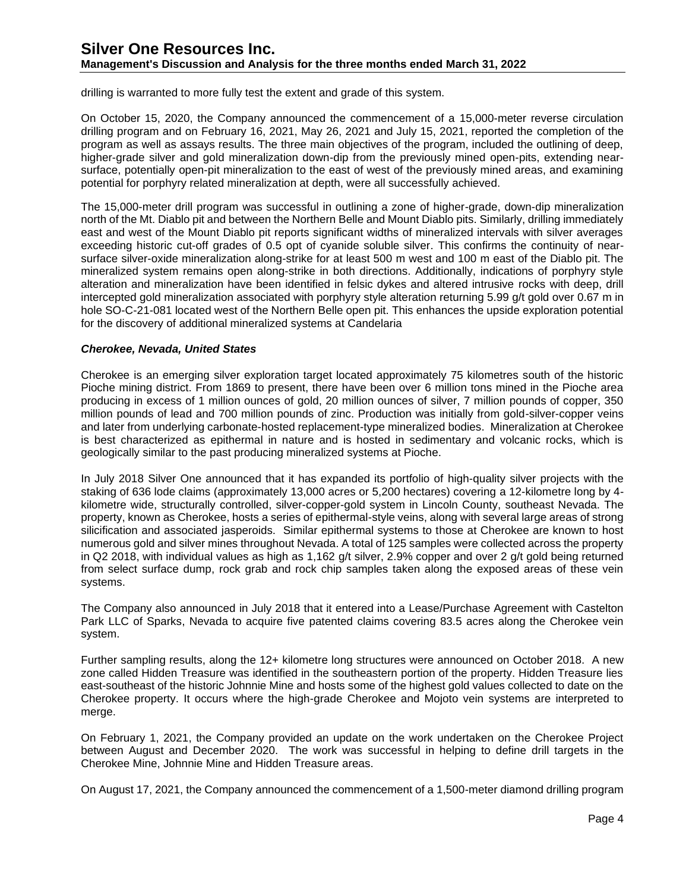drilling is warranted to more fully test the extent and grade of this system.

On October 15, 2020, the Company announced the commencement of a 15,000-meter reverse circulation drilling program and on February 16, 2021, May 26, 2021 and July 15, 2021, reported the completion of the program as well as assays results. The three main objectives of the program, included the outlining of deep, higher-grade silver and gold mineralization down-dip from the previously mined open-pits, extending near-surface, potentially open-pit mineralization to the east of west of the previously mined areas, and examining potential for porphyry related mineralization at depth, were all successfully achieved.

The 15,000-meter drill program was successful in outlining a zone of higher-grade, down-dip mineralization north of the Mt. Diablo pit and between the Northern Belle and Mount Diablo pits. Similarly, drilling immediately east and west of the Mount Diablo pit reports significant widths of mineralized intervals with silver averages exceeding historic cut-off grades of 0.5 opt of cyanide soluble silver. This confirms the continuity of near-surface silver-oxide mineralization along-strike for at least 500 m west and 100 m east of the Diablo pit. The mineralized system remains open along-strike in both directions. Additionally, indications of porphyry style alteration and mineralization have been identified in felsic dykes and altered intrusive rocks with deep, drill intercepted gold mineralization associated with porphyry style alteration returning 5.99 g/t gold over 0.67 m in hole SO-C-21-081 located west of the Northern Belle open pit. This enhances the upside exploration potential for the discovery of additional mineralized systems at Candelaria

### *Cherokee, Nevada, United States*

Cherokee is an emerging silver exploration target located approximately 75 kilometres south of the historic Pioche mining district. From 1869 to present, there have been over 6 million tons mined in the Pioche area producing in excess of 1 million ounces of gold, 20 million ounces of silver, 7 million pounds of copper, 350 million pounds of lead and 700 million pounds of zinc. Production was initially from gold-silver-copper veins and later from underlying carbonate-hosted replacement-type mineralized bodies. Mineralization at Cherokee is best characterized as epithermal in nature and is hosted in sedimentary and volcanic rocks, which is geologically similar to the past producing mineralized systems at Pioche.

In July 2018 Silver One announced that it has expanded its portfolio of high-quality silver projects with the staking of 636 lode claims (approximately 13,000 acres or 5,200 hectares) covering a 12-kilometre long by 4-kilometre wide, structurally controlled, silver-copper-gold system in Lincoln County, southeast Nevada. The property, known as Cherokee, hosts a series of epithermal-style veins, along with several large areas of strong silicification and associated jasperoids. Similar epithermal systems to those at Cherokee are known to host numerous gold and silver mines throughout Nevada. A total of 125 samples were collected across the property in Q2 2018, with individual values as high as 1,162 g/t silver, 2.9% copper and over 2 g/t gold being returned from select surface dump, rock grab and rock chip samples taken along the exposed areas of these vein systems.

The Company also announced in July 2018 that it entered into a Lease/Purchase Agreement with Castelton Park LLC of Sparks, Nevada to acquire five patented claims covering 83.5 acres along the Cherokee vein system.

Further sampling results, along the 12+ kilometre long structures were announced on October 2018. A new zone called Hidden Treasure was identified in the southeastern portion of the property. Hidden Treasure lies east-southeast of the historic Johnnie Mine and hosts some of the highest gold values collected to date on the Cherokee property. It occurs where the high-grade Cherokee and Mojoto vein systems are interpreted to merge.

On February 1, 2021, the Company provided an update on the work undertaken on the Cherokee Project between August and December 2020. The work was successful in helping to define drill targets in the Cherokee Mine, Johnnie Mine and Hidden Treasure areas.

On August 17, 2021, the Company announced the commencement of a 1,500-meter diamond drilling program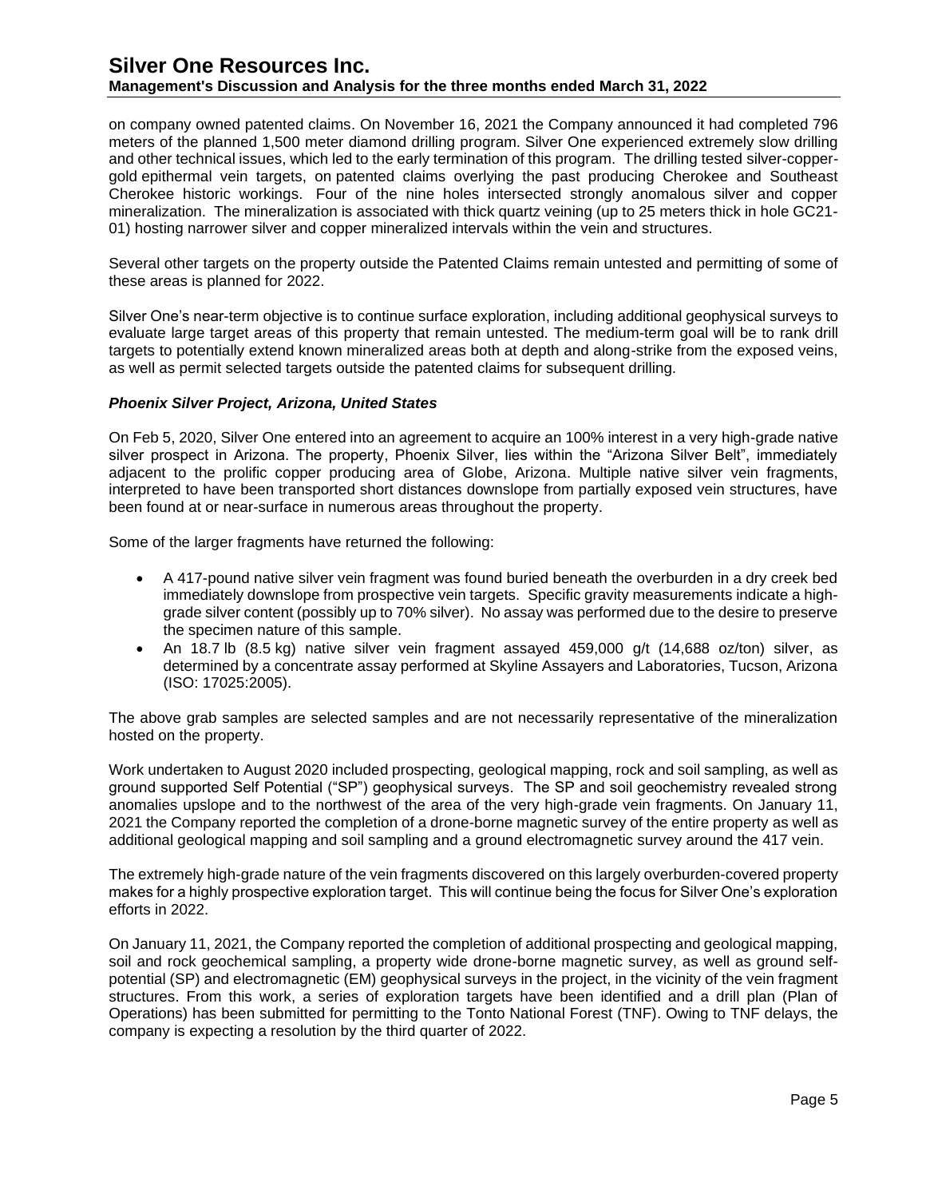on company owned patented claims. On November 16, 2021 the Company announced it had completed 796 meters of the planned 1,500 meter diamond drilling program. Silver One experienced extremely slow drilling and other technical issues, which led to the early termination of this program. The drilling tested silver-copper-gold epithermal vein targets, on patented claims overlying the past producing Cherokee and Southeast Cherokee historic workings. Four of the nine holes intersected strongly anomalous silver and copper mineralization. The mineralization is associated with thick quartz veining (up to 25 meters thick in hole GC21-01) hosting narrower silver and copper mineralized intervals within the vein and structures.

Several other targets on the property outside the Patented Claims remain untested and permitting of some of these areas is planned for 2022.

Silver One's near-term objective is to continue surface exploration, including additional geophysical surveys to evaluate large target areas of this property that remain untested. The medium-term goal will be to rank drill targets to potentially extend known mineralized areas both at depth and along-strike from the exposed veins, as well as permit selected targets outside the patented claims for subsequent drilling.

### *Phoenix Silver Project, Arizona, United States*

On Feb 5, 2020, Silver One entered into an agreement to acquire an 100% interest in a very high-grade native silver prospect in Arizona. The property, Phoenix Silver, lies within the "Arizona Silver Belt", immediately adjacent to the prolific copper producing area of Globe, Arizona. Multiple native silver vein fragments, interpreted to have been transported short distances downslope from partially exposed vein structures, have been found at or near-surface in numerous areas throughout the property.

Some of the larger fragments have returned the following:

- A 417-pound native silver vein fragment was found buried beneath the overburden in a dry creek bed immediately downslope from prospective vein targets. Specific gravity measurements indicate a high-grade silver content (possibly up to 70% silver). No assay was performed due to the desire to preserve the specimen nature of this sample.
- An 18.7 lb (8.5 kg) native silver vein fragment assayed 459,000 g/t (14,688 oz/ton) silver, as determined by a concentrate assay performed at Skyline Assayers and Laboratories, Tucson, Arizona (ISO: 17025:2005).

The above grab samples are selected samples and are not necessarily representative of the mineralization hosted on the property.

Work undertaken to August 2020 included prospecting, geological mapping, rock and soil sampling, as well as ground supported Self Potential ("SP") geophysical surveys. The SP and soil geochemistry revealed strong anomalies upslope and to the northwest of the area of the very high-grade vein fragments. On January 11, 2021 the Company reported the completion of a drone-borne magnetic survey of the entire property as well as additional geological mapping and soil sampling and a ground electromagnetic survey around the 417 vein.

The extremely high-grade nature of the vein fragments discovered on this largely overburden-covered property makes for a highly prospective exploration target. This will continue being the focus for Silver One's exploration efforts in 2022.

On January 11, 2021, the Company reported the completion of additional prospecting and geological mapping, soil and rock geochemical sampling, a property wide drone-borne magnetic survey, as well as ground self-potential (SP) and electromagnetic (EM) geophysical surveys in the project, in the vicinity of the vein fragment structures. From this work, a series of exploration targets have been identified and a drill plan (Plan of Operations) has been submitted for permitting to the Tonto National Forest (TNF). Owing to TNF delays, the company is expecting a resolution by the third quarter of 2022.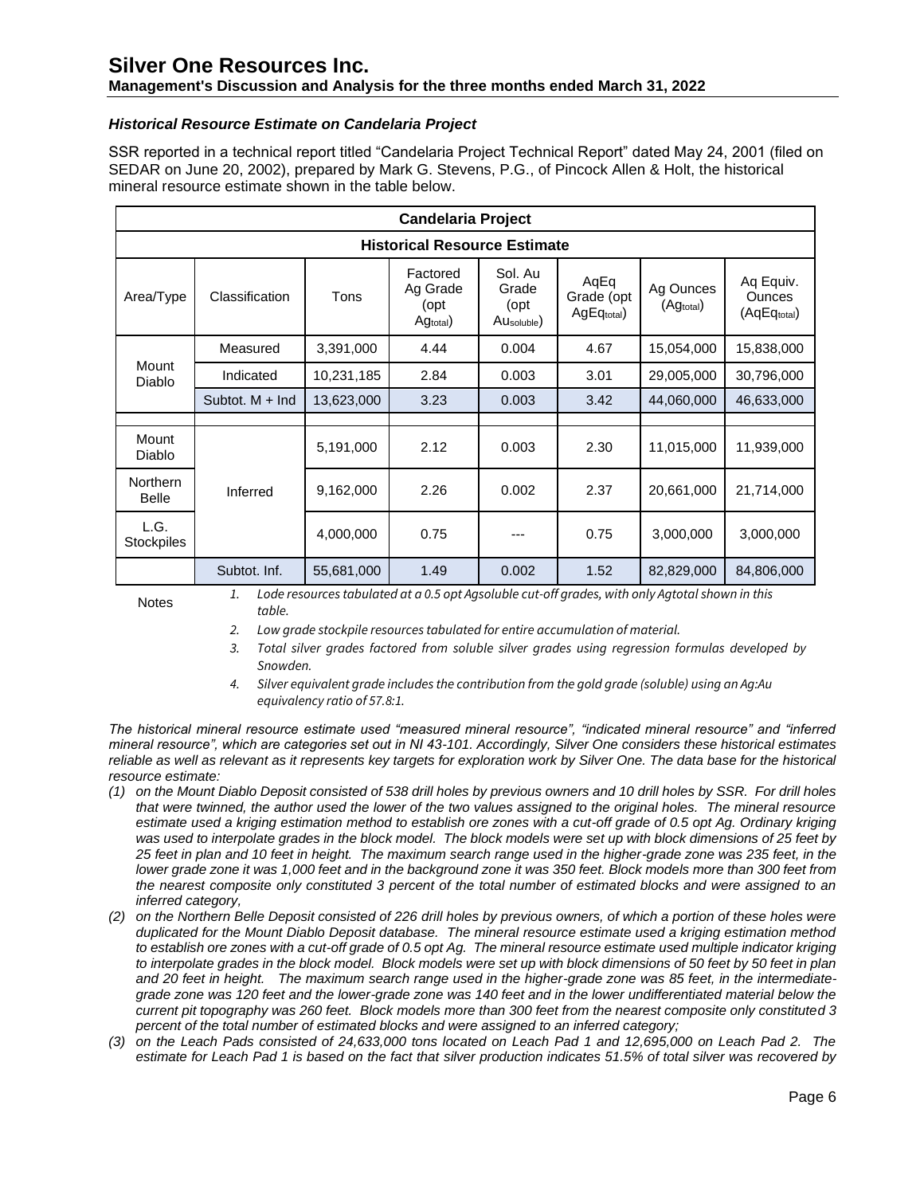### *Historical Resource Estimate on Candelaria Project*

SSR reported in a technical report titled "Candelaria Project Technical Report" dated May 24, 2001 (filed on SEDAR on June 20, 2002), prepared by Mark G. Stevens, P.G., of Pincock Allen & Holt, the historical mineral resource estimate shown in the table below.

| Candelaria Project | | | | | | | |
|---|---|---|---|---|---|---|---|
| **Historical Resource Estimate** | | | | | | | |
| Area/Type | Classification | Tons | Factored Ag Grade (opt $Ag_{total}$) | Sol. Au Grade (opt $Au_{soluble}$) | AqEq Grade (opt $AgEq_{total}$) | Ag Ounces ($Ag_{total}$) | Aq Equiv. Ounces ($AqEq_{total}$) |
| Mount Diablo | Measured | 3,391,000 | 4.44 | 0.004 | 4.67 | 15,054,000 | 15,838,000 |
| | Indicated | 10,231,185 | 2.84 | 0.003 | 3.01 | 29,005,000 | 30,796,000 |
| | Subtot. M + Ind | 13,623,000 | 3.23 | 0.003 | 3.42 | 44,060,000 | 46,633,000 |
| | | | | | | | |
| Mount Diablo | Inferred | 5,191,000 | 2.12 | 0.003 | 2.30 | 11,015,000 | 11,939,000 |
| Northern Belle | | 9,162,000 | 2.26 | 0.002 | 2.37 | 20,661,000 | 21,714,000 |
| L.G. Stockpiles | | 4,000,000 | 0.75 | --- | 0.75 | 3,000,000 | 3,000,000 |
| | Subtot. Inf. | 55,681,000 | 1.49 | 0.002 | 1.52 | 82,829,000 | 84,806,000 |

Notes

1. *Lode resources tabulated at a 0.5 opt Agsoluble cut-off grades, with only Agtotal shown in this table.*
2. *Low grade stockpile resources tabulated for entire accumulation of material.*
3. *Total silver grades factored from soluble silver grades using regression formulas developed by Snowden.*
4. *Silver equivalent grade includes the contribution from the gold grade (soluble) using an Ag:Au equivalency ratio of 57.8:1.*

*The historical mineral resource estimate used "measured mineral resource", "indicated mineral resource" and "inferred mineral resource", which are categories set out in NI 43-101. Accordingly, Silver One considers these historical estimates reliable as well as relevant as it represents key targets for exploration work by Silver One. The data base for the historical resource estimate:*

*(1) on the Mount Diablo Deposit consisted of 538 drill holes by previous owners and 10 drill holes by SSR. For drill holes that were twinned, the author used the lower of the two values assigned to the original holes. The mineral resource estimate used a kriging estimation method to establish ore zones with a cut-off grade of 0.5 opt Ag. Ordinary kriging was used to interpolate grades in the block model. The block models were set up with block dimensions of 25 feet by 25 feet in plan and 10 feet in height. The maximum search range used in the higher-grade zone was 235 feet, in the lower grade zone it was 1,000 feet and in the background zone it was 350 feet. Block models more than 300 feet from the nearest composite only constituted 3 percent of the total number of estimated blocks and were assigned to an inferred category,*

*(2) on the Northern Belle Deposit consisted of 226 drill holes by previous owners, of which a portion of these holes were duplicated for the Mount Diablo Deposit database. The mineral resource estimate used a kriging estimation method to establish ore zones with a cut-off grade of 0.5 opt Ag. The mineral resource estimate used multiple indicator kriging to interpolate grades in the block model. Block models were set up with block dimensions of 50 feet by 50 feet in plan and 20 feet in height. The maximum search range used in the higher-grade zone was 85 feet, in the intermediate-grade zone was 120 feet and the lower-grade zone was 140 feet and in the lower undifferentiated material below the current pit topography was 260 feet. Block models more than 300 feet from the nearest composite only constituted 3 percent of the total number of estimated blocks and were assigned to an inferred category;*

*(3) on the Leach Pads consisted of 24,633,000 tons located on Leach Pad 1 and 12,695,000 on Leach Pad 2. The estimate for Leach Pad 1 is based on the fact that silver production indicates 51.5% of total silver was recovered by*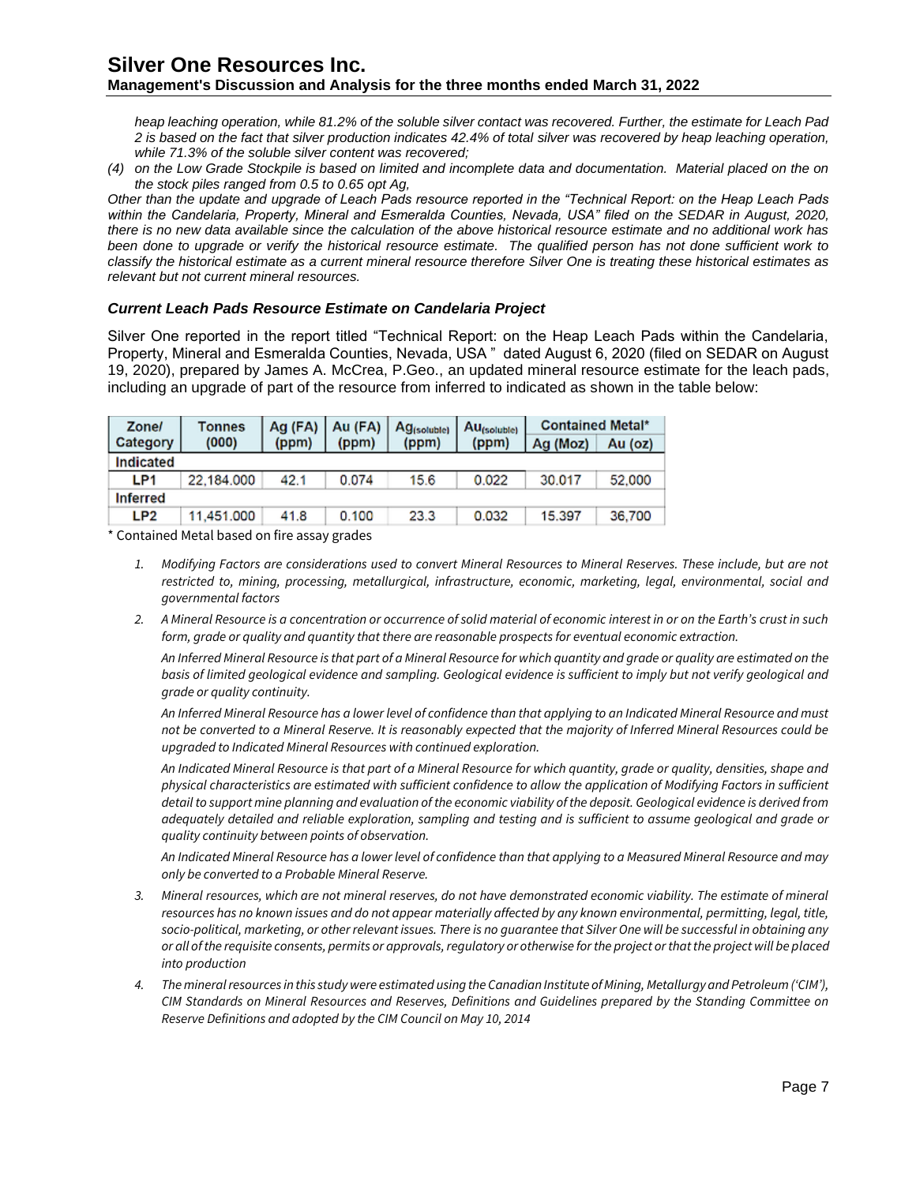*heap leaching operation, while 81.2% of the soluble silver contact was recovered. Further, the estimate for Leach Pad 2 is based on the fact that silver production indicates 42.4% of total silver was recovered by heap leaching operation, while 71.3% of the soluble silver content was recovered;*

*(4) on the Low Grade Stockpile is based on limited and incomplete data and documentation. Material placed on the on the stock piles ranged from 0.5 to 0.65 opt Ag,*

*Other than the update and upgrade of Leach Pads resource reported in the "Technical Report: on the Heap Leach Pads within the Candelaria, Property, Mineral and Esmeralda Counties, Nevada, USA" filed on the SEDAR in August, 2020, there is no new data available since the calculation of the above historical resource estimate and no additional work has been done to upgrade or verify the historical resource estimate. The qualified person has not done sufficient work to classify the historical estimate as a current mineral resource therefore Silver One is treating these historical estimates as relevant but not current mineral resources.*

### *Current Leach Pads Resource Estimate on Candelaria Project*

Silver One reported in the report titled "Technical Report: on the Heap Leach Pads within the Candelaria, Property, Mineral and Esmeralda Counties, Nevada, USA " dated August 6, 2020 (filed on SEDAR on August 19, 2020), prepared by James A. McCrea, P.Geo., an updated mineral resource estimate for the leach pads, including an upgrade of part of the resource from inferred to indicated as shown in the table below:

| Zone/ Category | Tonnes (000) | Ag (FA) (ppm) | Au (FA) (ppm) | $Ag_{(soluble)}$ (ppm) | $Au_{(soluble)}$ (ppm) | Contained Metal* | |
|---|---|---|---|---|---|---|---|
| | | | | | | Ag (Moz) | Au (oz) |
| **Indicated** | | | | | | | |
| LP1 | 22,184.000 | 42.1 | 0.074 | 15.6 | 0.022 | 30.017 | 52,000 |
| **Inferred** | | | | | | | |
| LP2 | 11,451.000 | 41.8 | 0.100 | 23.3 | 0.032 | 15.397 | 36,700 |

\* Contained Metal based on fire assay grades

1. *Modifying Factors are considerations used to convert Mineral Resources to Mineral Reserves. These include, but are not restricted to, mining, processing, metallurgical, infrastructure, economic, marketing, legal, environmental, social and governmental factors*
2. *A Mineral Resource is a concentration or occurrence of solid material of economic interest in or on the Earth's crust in such form, grade or quality and quantity that there are reasonable prospects for eventual economic extraction.*

   *An Inferred Mineral Resource is that part of a Mineral Resource for which quantity and grade or quality are estimated on the basis of limited geological evidence and sampling. Geological evidence is sufficient to imply but not verify geological and grade or quality continuity.*

   *An Inferred Mineral Resource has a lower level of confidence than that applying to an Indicated Mineral Resource and must not be converted to a Mineral Reserve. It is reasonably expected that the majority of Inferred Mineral Resources could be upgraded to Indicated Mineral Resources with continued exploration.*

   *An Indicated Mineral Resource is that part of a Mineral Resource for which quantity, grade or quality, densities, shape and physical characteristics are estimated with sufficient confidence to allow the application of Modifying Factors in sufficient detail to support mine planning and evaluation of the economic viability of the deposit. Geological evidence is derived from adequately detailed and reliable exploration, sampling and testing and is sufficient to assume geological and grade or quality continuity between points of observation.*

   *An Indicated Mineral Resource has a lower level of confidence than that applying to a Measured Mineral Resource and may only be converted to a Probable Mineral Reserve.*
3. *Mineral resources, which are not mineral reserves, do not have demonstrated economic viability. The estimate of mineral resources has no known issues and do not appear materially affected by any known environmental, permitting, legal, title, socio-political, marketing, or other relevant issues. There is no guarantee that Silver One will be successful in obtaining any or all of the requisite consents, permits or approvals, regulatory or otherwise for the project or that the project will be placed into production*
4. *The mineral resources in this study were estimated using the Canadian Institute of Mining, Metallurgy and Petroleum ('CIM'), CIM Standards on Mineral Resources and Reserves, Definitions and Guidelines prepared by the Standing Committee on Reserve Definitions and adopted by the CIM Council on May 10, 2014*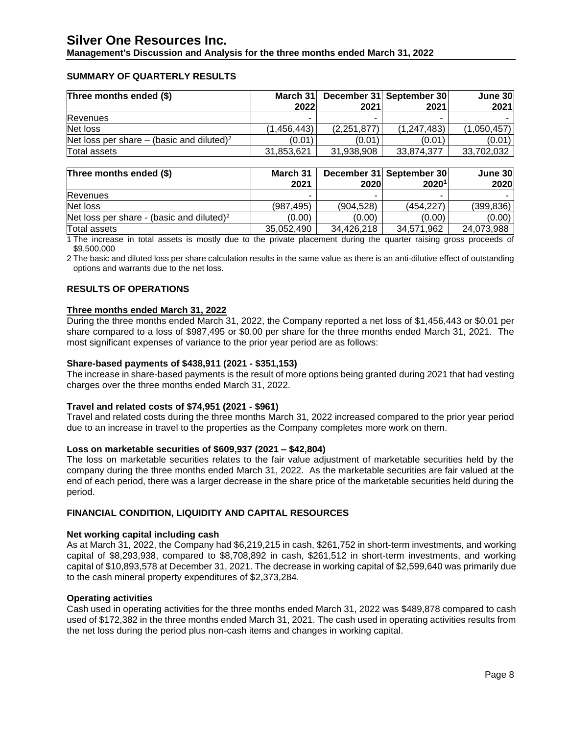## SUMMARY OF QUARTERLY RESULTS

| Three months ended ($) | March 31 2022 | December 31 2021 | September 30 2021 | June 30 2021 |
|---|---|---|---|---|
| Revenues | - | - | - | - |
| Net loss | (1,456,443) | (2,251,877) | (1,247,483) | (1,050,457) |
| Net loss per share – (basic and diluted)[2] | (0.01) | (0.01) | (0.01) | (0.01) |
| Total assets | 31,853,621 | 31,938,908 | 33,874,377 | 33,702,032 |

| Three months ended ($) | March 31 2021 | December 31 2020 | September 30 2020[1] | June 30 2020 |
|---|---|---|---|---|
| Revenues | - | - | - | - |
| Net loss | (987,495) | (904,528) | (454,227) | (399,836) |
| Net loss per share - (basic and diluted)[2] | (0.00) | (0.00) | (0.00) | (0.00) |
| Total assets | 35,052,490 | 34,426,218 | 34,571,962 | 24,073,988 |

1 The increase in total assets is mostly due to the private placement during the quarter raising gross proceeds of $9,500,000

2 The basic and diluted loss per share calculation results in the same value as there is an anti-dilutive effect of outstanding options and warrants due to the net loss.

## RESULTS OF OPERATIONS

### Three months ended March 31, 2022

During the three months ended March 31, 2022, the Company reported a net loss of $1,456,443 or $0.01 per share compared to a loss of $987,495 or $0.00 per share for the three months ended March 31, 2021. The most significant expenses of variance to the prior year period are as follows:

**Share-based payments of $438,911 (2021 - $351,153)**

The increase in share-based payments is the result of more options being granted during 2021 that had vesting charges over the three months ended March 31, 2022.

**Travel and related costs of $74,951 (2021 - $961)**

Travel and related costs during the three months March 31, 2022 increased compared to the prior year period due to an increase in travel to the properties as the Company completes more work on them.

**Loss on marketable securities of $609,937 (2021 – $42,804)**

The loss on marketable securities relates to the fair value adjustment of marketable securities held by the company during the three months ended March 31, 2022. As the marketable securities are fair valued at the end of each period, there was a larger decrease in the share price of the marketable securities held during the period.

## FINANCIAL CONDITION, LIQUIDITY AND CAPITAL RESOURCES

**Net working capital including cash**

As at March 31, 2022, the Company had $6,219,215 in cash, $261,752 in short-term investments, and working capital of $8,293,938, compared to $8,708,892 in cash, $261,512 in short-term investments, and working capital of $10,893,578 at December 31, 2021. The decrease in working capital of $2,599,640 was primarily due to the cash mineral property expenditures of $2,373,284.

**Operating activities**

Cash used in operating activities for the three months ended March 31, 2022 was $489,878 compared to cash used of $172,382 in the three months ended March 31, 2021. The cash used in operating activities results from the net loss during the period plus non-cash items and changes in working capital.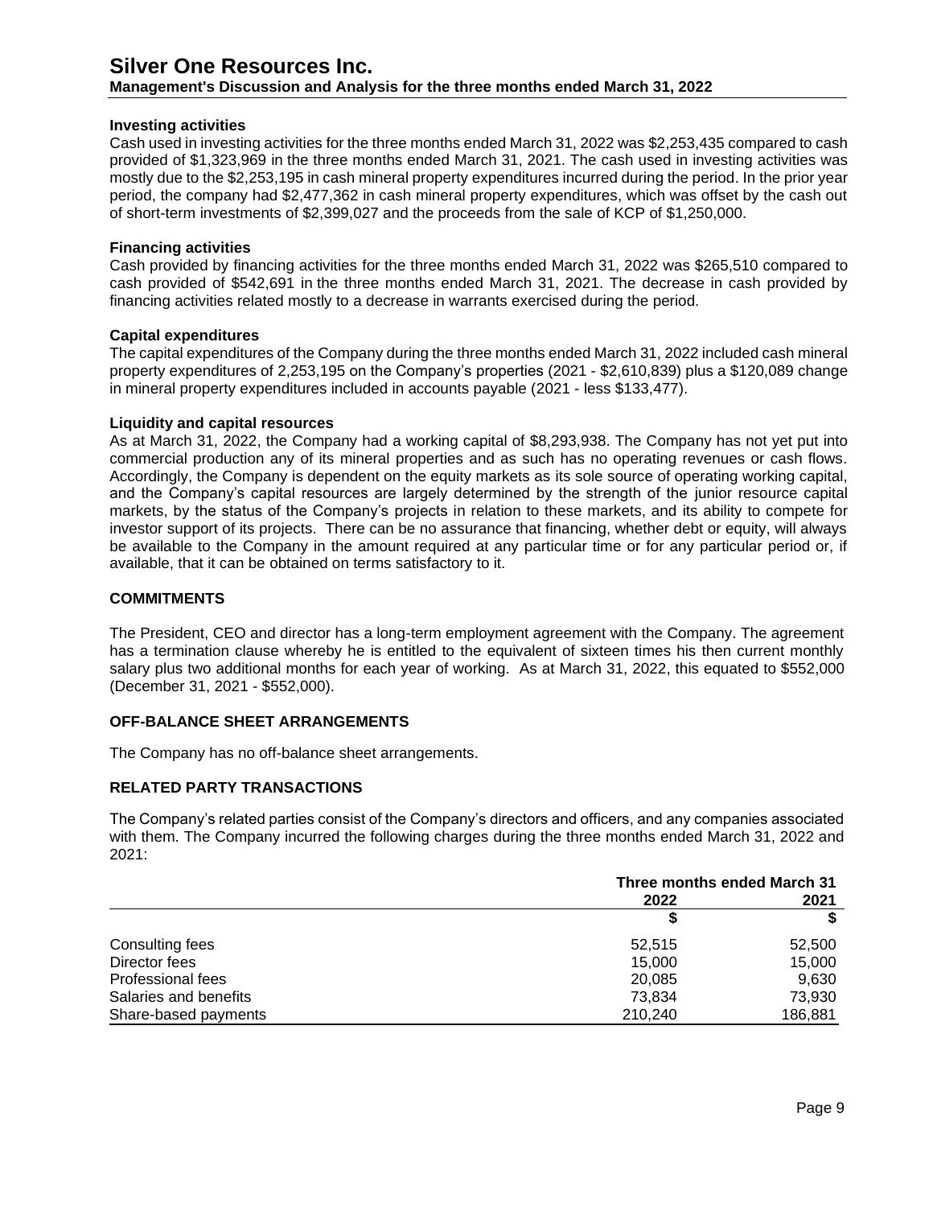### Investing activities

Cash used in investing activities for the three months ended March 31, 2022 was $2,253,435 compared to cash provided of $1,323,969 in the three months ended March 31, 2021. The cash used in investing activities was mostly due to the $2,253,195 in cash mineral property expenditures incurred during the period. In the prior year period, the company had $2,477,362 in cash mineral property expenditures, which was offset by the cash out of short-term investments of $2,399,027 and the proceeds from the sale of KCP of $1,250,000.

### Financing activities

Cash provided by financing activities for the three months ended March 31, 2022 was $265,510 compared to cash provided of $542,691 in the three months ended March 31, 2021. The decrease in cash provided by financing activities related mostly to a decrease in warrants exercised during the period.

### Capital expenditures

The capital expenditures of the Company during the three months ended March 31, 2022 included cash mineral property expenditures of 2,253,195 on the Company's properties (2021 - $2,610,839) plus a $120,089 change in mineral property expenditures included in accounts payable (2021 - less $133,477).

### Liquidity and capital resources

As at March 31, 2022, the Company had a working capital of $8,293,938. The Company has not yet put into commercial production any of its mineral properties and as such has no operating revenues or cash flows. Accordingly, the Company is dependent on the equity markets as its sole source of operating working capital, and the Company's capital resources are largely determined by the strength of the junior resource capital markets, by the status of the Company's projects in relation to these markets, and its ability to compete for investor support of its projects. There can be no assurance that financing, whether debt or equity, will always be available to the Company in the amount required at any particular time or for any particular period or, if available, that it can be obtained on terms satisfactory to it.

## COMMITMENTS

The President, CEO and director has a long-term employment agreement with the Company. The agreement has a termination clause whereby he is entitled to the equivalent of sixteen times his then current monthly salary plus two additional months for each year of working. As at March 31, 2022, this equated to $552,000 (December 31, 2021 - $552,000).

## OFF-BALANCE SHEET ARRANGEMENTS

The Company has no off-balance sheet arrangements.

## RELATED PARTY TRANSACTIONS

The Company's related parties consist of the Company's directors and officers, and any companies associated with them. The Company incurred the following charges during the three months ended March 31, 2022 and 2021:

| | Three months ended March 31 | |
|---|---|---|
| | 2022 | 2021 |
| | $ | $ |
| Consulting fees | 52,515 | 52,500 |
| Director fees | 15,000 | 15,000 |
| Professional fees | 20,085 | 9,630 |
| Salaries and benefits | 73,834 | 73,930 |
| Share-based payments | 210,240 | 186,881 |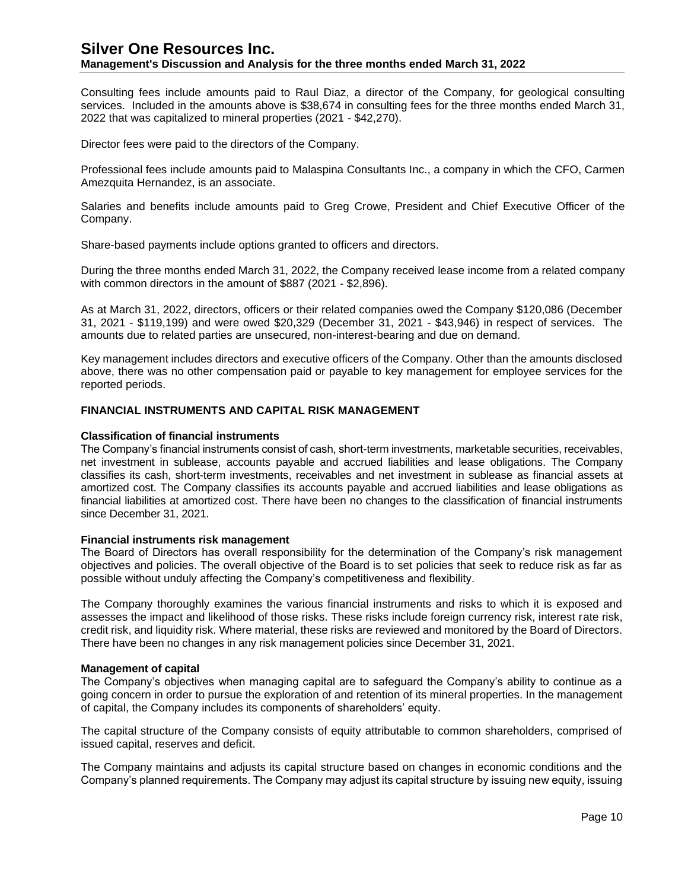Consulting fees include amounts paid to Raul Diaz, a director of the Company, for geological consulting services. Included in the amounts above is $38,674 in consulting fees for the three months ended March 31, 2022 that was capitalized to mineral properties (2021 - $42,270).

Director fees were paid to the directors of the Company.

Professional fees include amounts paid to Malaspina Consultants Inc., a company in which the CFO, Carmen Amezquita Hernandez, is an associate.

Salaries and benefits include amounts paid to Greg Crowe, President and Chief Executive Officer of the Company.

Share-based payments include options granted to officers and directors.

During the three months ended March 31, 2022, the Company received lease income from a related company with common directors in the amount of $887 (2021 - $2,896).

As at March 31, 2022, directors, officers or their related companies owed the Company $120,086 (December 31, 2021 - $119,199) and were owed $20,329 (December 31, 2021 - $43,946) in respect of services. The amounts due to related parties are unsecured, non-interest-bearing and due on demand.

Key management includes directors and executive officers of the Company. Other than the amounts disclosed above, there was no other compensation paid or payable to key management for employee services for the reported periods.

## FINANCIAL INSTRUMENTS AND CAPITAL RISK MANAGEMENT

### Classification of financial instruments

The Company's financial instruments consist of cash, short-term investments, marketable securities, receivables, net investment in sublease, accounts payable and accrued liabilities and lease obligations. The Company classifies its cash, short-term investments, receivables and net investment in sublease as financial assets at amortized cost. The Company classifies its accounts payable and accrued liabilities and lease obligations as financial liabilities at amortized cost. There have been no changes to the classification of financial instruments since December 31, 2021.

### Financial instruments risk management

The Board of Directors has overall responsibility for the determination of the Company's risk management objectives and policies. The overall objective of the Board is to set policies that seek to reduce risk as far as possible without unduly affecting the Company's competitiveness and flexibility.

The Company thoroughly examines the various financial instruments and risks to which it is exposed and assesses the impact and likelihood of those risks. These risks include foreign currency risk, interest rate risk, credit risk, and liquidity risk. Where material, these risks are reviewed and monitored by the Board of Directors. There have been no changes in any risk management policies since December 31, 2021.

### Management of capital

The Company's objectives when managing capital are to safeguard the Company's ability to continue as a going concern in order to pursue the exploration of and retention of its mineral properties. In the management of capital, the Company includes its components of shareholders' equity.

The capital structure of the Company consists of equity attributable to common shareholders, comprised of issued capital, reserves and deficit.

The Company maintains and adjusts its capital structure based on changes in economic conditions and the Company's planned requirements. The Company may adjust its capital structure by issuing new equity, issuing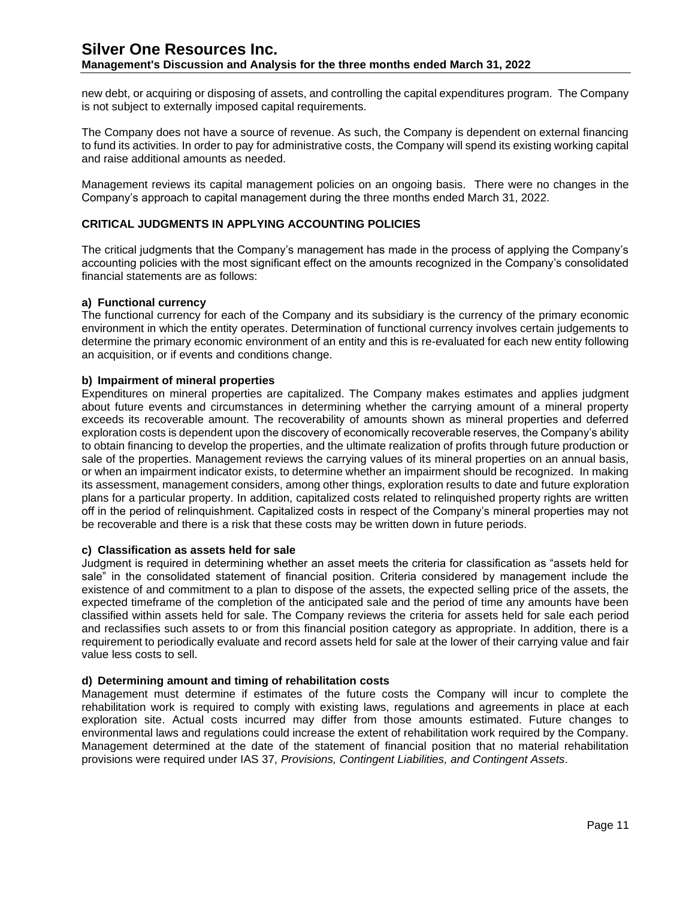new debt, or acquiring or disposing of assets, and controlling the capital expenditures program. The Company is not subject to externally imposed capital requirements.

The Company does not have a source of revenue. As such, the Company is dependent on external financing to fund its activities. In order to pay for administrative costs, the Company will spend its existing working capital and raise additional amounts as needed.

Management reviews its capital management policies on an ongoing basis. There were no changes in the Company's approach to capital management during the three months ended March 31, 2022.

## CRITICAL JUDGMENTS IN APPLYING ACCOUNTING POLICIES

The critical judgments that the Company's management has made in the process of applying the Company's accounting policies with the most significant effect on the amounts recognized in the Company's consolidated financial statements are as follows:

**a) Functional currency**

The functional currency for each of the Company and its subsidiary is the currency of the primary economic environment in which the entity operates. Determination of functional currency involves certain judgements to determine the primary economic environment of an entity and this is re-evaluated for each new entity following an acquisition, or if events and conditions change.

**b) Impairment of mineral properties**

Expenditures on mineral properties are capitalized. The Company makes estimates and applies judgment about future events and circumstances in determining whether the carrying amount of a mineral property exceeds its recoverable amount. The recoverability of amounts shown as mineral properties and deferred exploration costs is dependent upon the discovery of economically recoverable reserves, the Company's ability to obtain financing to develop the properties, and the ultimate realization of profits through future production or sale of the properties. Management reviews the carrying values of its mineral properties on an annual basis, or when an impairment indicator exists, to determine whether an impairment should be recognized. In making its assessment, management considers, among other things, exploration results to date and future exploration plans for a particular property. In addition, capitalized costs related to relinquished property rights are written off in the period of relinquishment. Capitalized costs in respect of the Company's mineral properties may not be recoverable and there is a risk that these costs may be written down in future periods.

**c) Classification as assets held for sale**

Judgment is required in determining whether an asset meets the criteria for classification as "assets held for sale" in the consolidated statement of financial position. Criteria considered by management include the existence of and commitment to a plan to dispose of the assets, the expected selling price of the assets, the expected timeframe of the completion of the anticipated sale and the period of time any amounts have been classified within assets held for sale. The Company reviews the criteria for assets held for sale each period and reclassifies such assets to or from this financial position category as appropriate. In addition, there is a requirement to periodically evaluate and record assets held for sale at the lower of their carrying value and fair value less costs to sell.

**d) Determining amount and timing of rehabilitation costs**

Management must determine if estimates of the future costs the Company will incur to complete the rehabilitation work is required to comply with existing laws, regulations and agreements in place at each exploration site. Actual costs incurred may differ from those amounts estimated. Future changes to environmental laws and regulations could increase the extent of rehabilitation work required by the Company. Management determined at the date of the statement of financial position that no material rehabilitation provisions were required under IAS 37, *Provisions, Contingent Liabilities, and Contingent Assets*.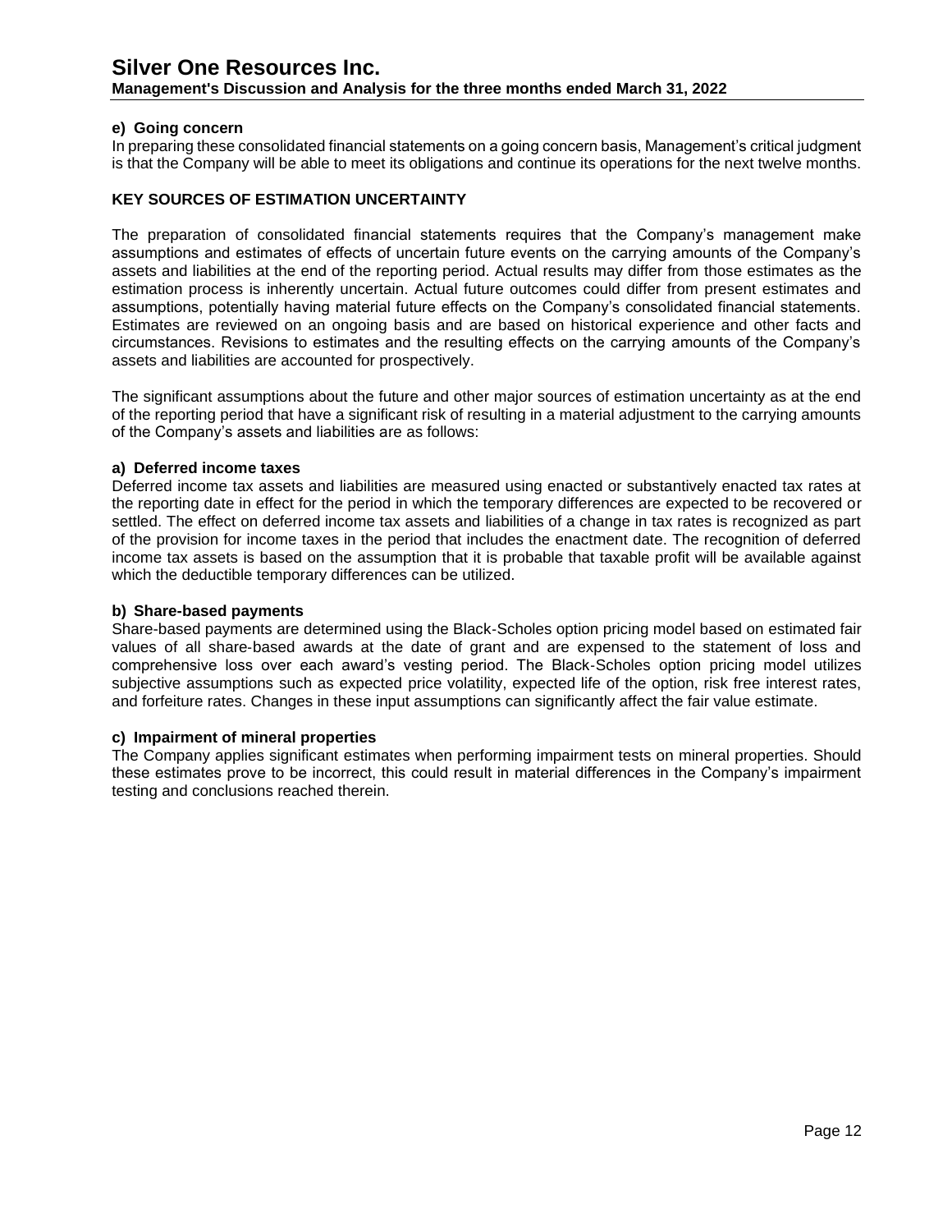#### e) Going concern

In preparing these consolidated financial statements on a going concern basis, Management's critical judgment is that the Company will be able to meet its obligations and continue its operations for the next twelve months.

## KEY SOURCES OF ESTIMATION UNCERTAINTY

The preparation of consolidated financial statements requires that the Company's management make assumptions and estimates of effects of uncertain future events on the carrying amounts of the Company's assets and liabilities at the end of the reporting period. Actual results may differ from those estimates as the estimation process is inherently uncertain. Actual future outcomes could differ from present estimates and assumptions, potentially having material future effects on the Company's consolidated financial statements. Estimates are reviewed on an ongoing basis and are based on historical experience and other facts and circumstances. Revisions to estimates and the resulting effects on the carrying amounts of the Company's assets and liabilities are accounted for prospectively.

The significant assumptions about the future and other major sources of estimation uncertainty as at the end of the reporting period that have a significant risk of resulting in a material adjustment to the carrying amounts of the Company's assets and liabilities are as follows:

#### a) Deferred income taxes

Deferred income tax assets and liabilities are measured using enacted or substantively enacted tax rates at the reporting date in effect for the period in which the temporary differences are expected to be recovered or settled. The effect on deferred income tax assets and liabilities of a change in tax rates is recognized as part of the provision for income taxes in the period that includes the enactment date. The recognition of deferred income tax assets is based on the assumption that it is probable that taxable profit will be available against which the deductible temporary differences can be utilized.

#### b) Share-based payments

Share-based payments are determined using the Black-Scholes option pricing model based on estimated fair values of all share-based awards at the date of grant and are expensed to the statement of loss and comprehensive loss over each award's vesting period. The Black-Scholes option pricing model utilizes subjective assumptions such as expected price volatility, expected life of the option, risk free interest rates, and forfeiture rates. Changes in these input assumptions can significantly affect the fair value estimate.

#### c) Impairment of mineral properties

The Company applies significant estimates when performing impairment tests on mineral properties. Should these estimates prove to be incorrect, this could result in material differences in the Company's impairment testing and conclusions reached therein.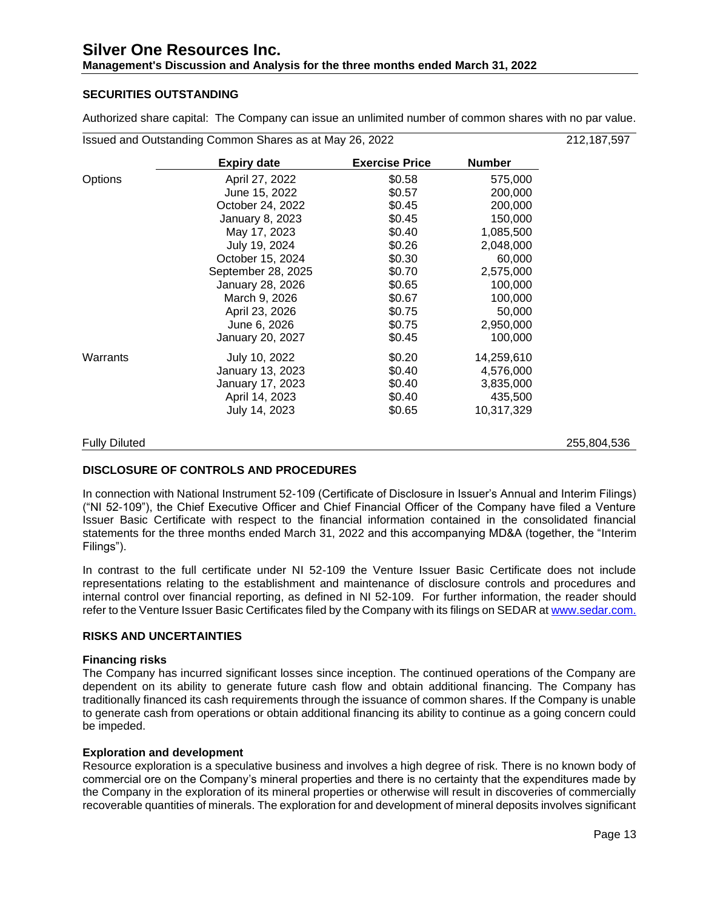## SECURITIES OUTSTANDING

Authorized share capital: The Company can issue an unlimited number of common shares with no par value.

| Issued and Outstanding Common Shares as at May 26, 2022 | | | | 212,187,597 |
|---|---|---|---|---|
| | **Expiry date** | **Exercise Price** | **Number** | |
| Options | April 27, 2022 | $0.58 | 575,000 | |
| | June 15, 2022 | $0.57 | 200,000 | |
| | October 24, 2022 | $0.45 | 200,000 | |
| | January 8, 2023 | $0.45 | 150,000 | |
| | May 17, 2023 | $0.40 | 1,085,500 | |
| | July 19, 2024 | $0.26 | 2,048,000 | |
| | October 15, 2024 | $0.30 | 60,000 | |
| | September 28, 2025 | $0.70 | 2,575,000 | |
| | January 28, 2026 | $0.65 | 100,000 | |
| | March 9, 2026 | $0.67 | 100,000 | |
| | April 23, 2026 | $0.75 | 50,000 | |
| | June 6, 2026 | $0.75 | 2,950,000 | |
| | January 20, 2027 | $0.45 | 100,000 | |
| Warrants | July 10, 2022 | $0.20 | 14,259,610 | |
| | January 13, 2023 | $0.40 | 4,576,000 | |
| | January 17, 2023 | $0.40 | 3,835,000 | |
| | April 14, 2023 | $0.40 | 435,500 | |
| | July 14, 2023 | $0.65 | 10,317,329 | |
| Fully Diluted | | | | 255,804,536 |

## DISCLOSURE OF CONTROLS AND PROCEDURES

In connection with National Instrument 52-109 (Certificate of Disclosure in Issuer's Annual and Interim Filings) ("NI 52-109"), the Chief Executive Officer and Chief Financial Officer of the Company have filed a Venture Issuer Basic Certificate with respect to the financial information contained in the consolidated financial statements for the three months ended March 31, 2022 and this accompanying MD&A (together, the "Interim Filings").

In contrast to the full certificate under NI 52-109 the Venture Issuer Basic Certificate does not include representations relating to the establishment and maintenance of disclosure controls and procedures and internal control over financial reporting, as defined in NI 52-109. For further information, the reader should refer to the Venture Issuer Basic Certificates filed by the Company with its filings on SEDAR at www.sedar.com.

## RISKS AND UNCERTAINTIES

### Financing risks

The Company has incurred significant losses since inception. The continued operations of the Company are dependent on its ability to generate future cash flow and obtain additional financing. The Company has traditionally financed its cash requirements through the issuance of common shares. If the Company is unable to generate cash from operations or obtain additional financing its ability to continue as a going concern could be impeded.

### Exploration and development

Resource exploration is a speculative business and involves a high degree of risk. There is no known body of commercial ore on the Company's mineral properties and there is no certainty that the expenditures made by the Company in the exploration of its mineral properties or otherwise will result in discoveries of commercially recoverable quantities of minerals. The exploration for and development of mineral deposits involves significant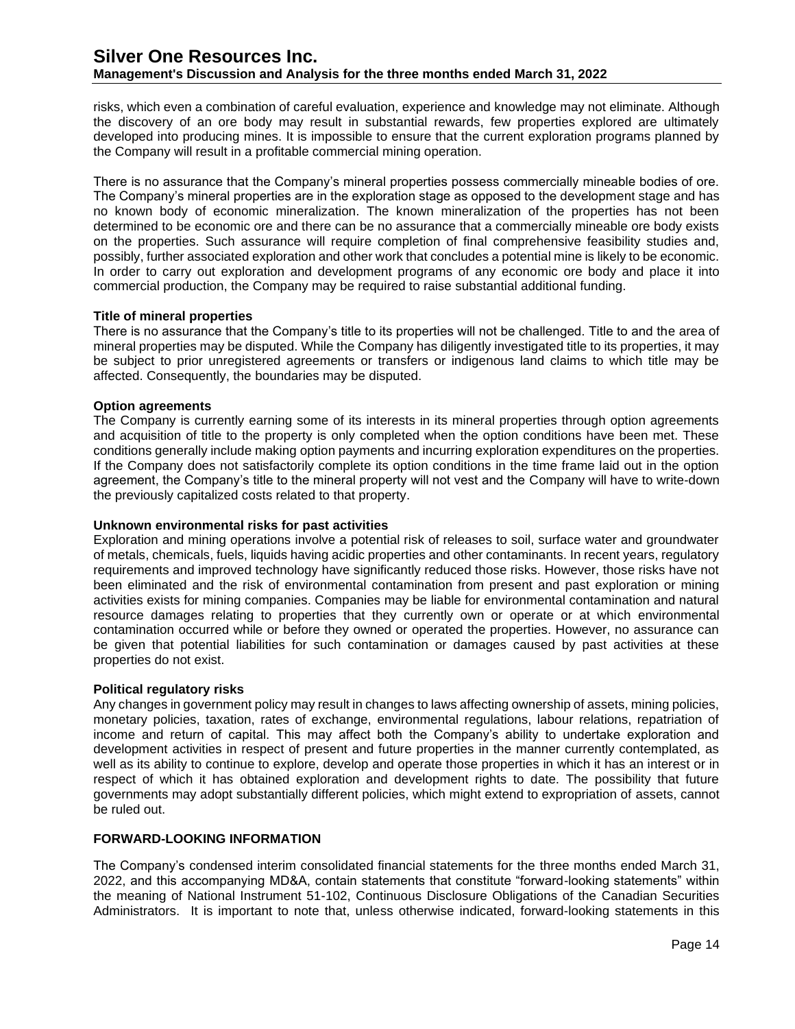risks, which even a combination of careful evaluation, experience and knowledge may not eliminate. Although the discovery of an ore body may result in substantial rewards, few properties explored are ultimately developed into producing mines. It is impossible to ensure that the current exploration programs planned by the Company will result in a profitable commercial mining operation.

There is no assurance that the Company's mineral properties possess commercially mineable bodies of ore. The Company's mineral properties are in the exploration stage as opposed to the development stage and has no known body of economic mineralization. The known mineralization of the properties has not been determined to be economic ore and there can be no assurance that a commercially mineable ore body exists on the properties. Such assurance will require completion of final comprehensive feasibility studies and, possibly, further associated exploration and other work that concludes a potential mine is likely to be economic. In order to carry out exploration and development programs of any economic ore body and place it into commercial production, the Company may be required to raise substantial additional funding.

**Title of mineral properties**

There is no assurance that the Company's title to its properties will not be challenged. Title to and the area of mineral properties may be disputed. While the Company has diligently investigated title to its properties, it may be subject to prior unregistered agreements or transfers or indigenous land claims to which title may be affected. Consequently, the boundaries may be disputed.

**Option agreements**

The Company is currently earning some of its interests in its mineral properties through option agreements and acquisition of title to the property is only completed when the option conditions have been met. These conditions generally include making option payments and incurring exploration expenditures on the properties. If the Company does not satisfactorily complete its option conditions in the time frame laid out in the option agreement, the Company's title to the mineral property will not vest and the Company will have to write-down the previously capitalized costs related to that property.

**Unknown environmental risks for past activities**

Exploration and mining operations involve a potential risk of releases to soil, surface water and groundwater of metals, chemicals, fuels, liquids having acidic properties and other contaminants. In recent years, regulatory requirements and improved technology have significantly reduced those risks. However, those risks have not been eliminated and the risk of environmental contamination from present and past exploration or mining activities exists for mining companies. Companies may be liable for environmental contamination and natural resource damages relating to properties that they currently own or operate or at which environmental contamination occurred while or before they owned or operated the properties. However, no assurance can be given that potential liabilities for such contamination or damages caused by past activities at these properties do not exist.

**Political regulatory risks**

Any changes in government policy may result in changes to laws affecting ownership of assets, mining policies, monetary policies, taxation, rates of exchange, environmental regulations, labour relations, repatriation of income and return of capital. This may affect both the Company's ability to undertake exploration and development activities in respect of present and future properties in the manner currently contemplated, as well as its ability to continue to explore, develop and operate those properties in which it has an interest or in respect of which it has obtained exploration and development rights to date. The possibility that future governments may adopt substantially different policies, which might extend to expropriation of assets, cannot be ruled out.

## FORWARD-LOOKING INFORMATION

The Company's condensed interim consolidated financial statements for the three months ended March 31, 2022, and this accompanying MD&A, contain statements that constitute "forward-looking statements" within the meaning of National Instrument 51-102, Continuous Disclosure Obligations of the Canadian Securities Administrators. It is important to note that, unless otherwise indicated, forward-looking statements in this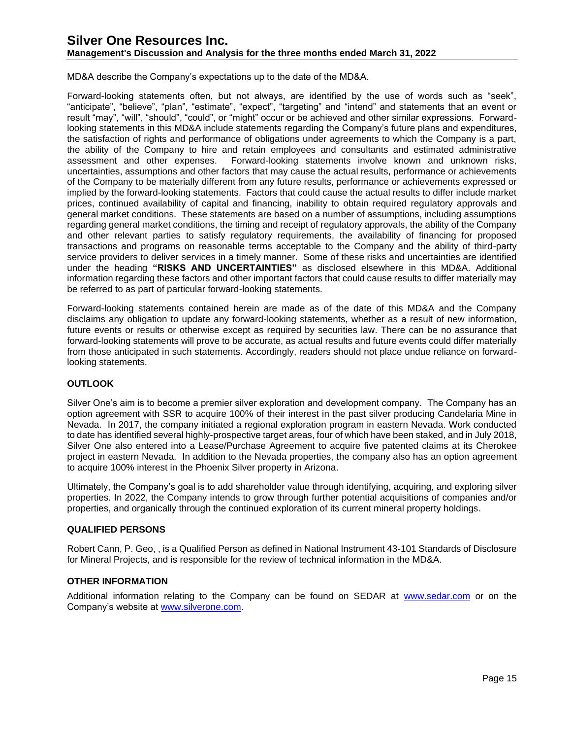MD&A describe the Company's expectations up to the date of the MD&A.

Forward-looking statements often, but not always, are identified by the use of words such as "seek", "anticipate", "believe", "plan", "estimate", "expect", "targeting" and "intend" and statements that an event or result "may", "will", "should", "could", or "might" occur or be achieved and other similar expressions. Forward-looking statements in this MD&A include statements regarding the Company's future plans and expenditures, the satisfaction of rights and performance of obligations under agreements to which the Company is a part, the ability of the Company to hire and retain employees and consultants and estimated administrative assessment and other expenses. Forward-looking statements involve known and unknown risks, uncertainties, assumptions and other factors that may cause the actual results, performance or achievements of the Company to be materially different from any future results, performance or achievements expressed or implied by the forward-looking statements. Factors that could cause the actual results to differ include market prices, continued availability of capital and financing, inability to obtain required regulatory approvals and general market conditions. These statements are based on a number of assumptions, including assumptions regarding general market conditions, the timing and receipt of regulatory approvals, the ability of the Company and other relevant parties to satisfy regulatory requirements, the availability of financing for proposed transactions and programs on reasonable terms acceptable to the Company and the ability of third-party service providers to deliver services in a timely manner. Some of these risks and uncertainties are identified under the heading **"RISKS AND UNCERTAINTIES"** as disclosed elsewhere in this MD&A. Additional information regarding these factors and other important factors that could cause results to differ materially may be referred to as part of particular forward-looking statements.

Forward-looking statements contained herein are made as of the date of this MD&A and the Company disclaims any obligation to update any forward-looking statements, whether as a result of new information, future events or results or otherwise except as required by securities law. There can be no assurance that forward-looking statements will prove to be accurate, as actual results and future events could differ materially from those anticipated in such statements. Accordingly, readers should not place undue reliance on forward-looking statements.

## OUTLOOK

Silver One's aim is to become a premier silver exploration and development company. The Company has an option agreement with SSR to acquire 100% of their interest in the past silver producing Candelaria Mine in Nevada. In 2017, the company initiated a regional exploration program in eastern Nevada. Work conducted to date has identified several highly-prospective target areas, four of which have been staked, and in July 2018, Silver One also entered into a Lease/Purchase Agreement to acquire five patented claims at its Cherokee project in eastern Nevada. In addition to the Nevada properties, the company also has an option agreement to acquire 100% interest in the Phoenix Silver property in Arizona.

Ultimately, the Company's goal is to add shareholder value through identifying, acquiring, and exploring silver properties. In 2022, the Company intends to grow through further potential acquisitions of companies and/or properties, and organically through the continued exploration of its current mineral property holdings.

## QUALIFIED PERSONS

Robert Cann, P. Geo, , is a Qualified Person as defined in National Instrument 43-101 Standards of Disclosure for Mineral Projects, and is responsible for the review of technical information in the MD&A.

## OTHER INFORMATION

Additional information relating to the Company can be found on SEDAR at www.sedar.com or on the Company's website at www.silverone.com.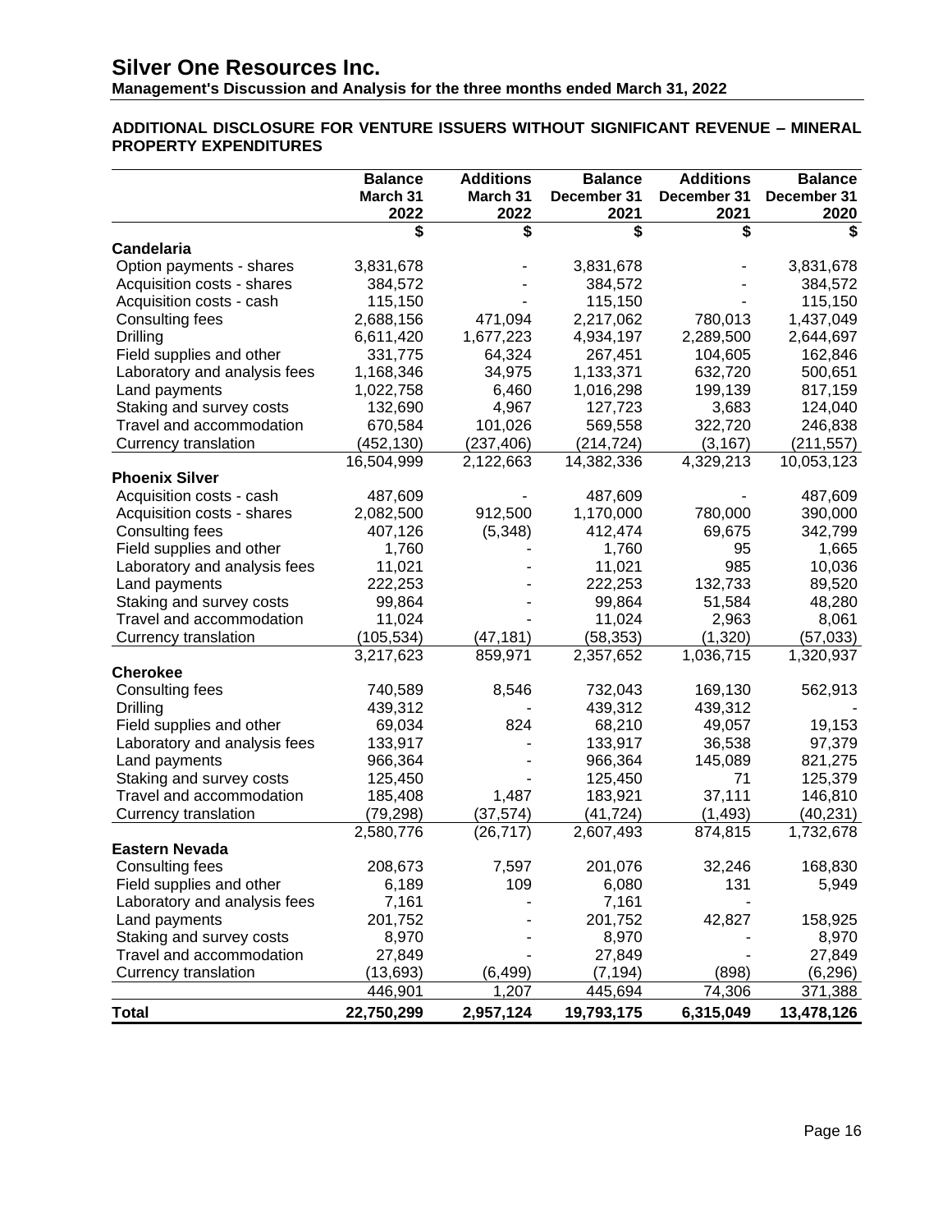## ADDITIONAL DISCLOSURE FOR VENTURE ISSUERS WITHOUT SIGNIFICANT REVENUE – MINERAL PROPERTY EXPENDITURES

| | Balance March 31 2022 | Additions March 31 2022 | Balance December 31 2021 | Additions December 31 2021 | Balance December 31 2020 |
|---|---|---|---|---|---|
| | $ | $ | $ | $ | $ |
| **Candelaria** | | | | | |
| Option payments - shares | 3,831,678 | - | 3,831,678 | - | 3,831,678 |
| Acquisition costs - shares | 384,572 | - | 384,572 | - | 384,572 |
| Acquisition costs - cash | 115,150 | - | 115,150 | - | 115,150 |
| Consulting fees | 2,688,156 | 471,094 | 2,217,062 | 780,013 | 1,437,049 |
| Drilling | 6,611,420 | 1,677,223 | 4,934,197 | 2,289,500 | 2,644,697 |
| Field supplies and other | 331,775 | 64,324 | 267,451 | 104,605 | 162,846 |
| Laboratory and analysis fees | 1,168,346 | 34,975 | 1,133,371 | 632,720 | 500,651 |
| Land payments | 1,022,758 | 6,460 | 1,016,298 | 199,139 | 817,159 |
| Staking and survey costs | 132,690 | 4,967 | 127,723 | 3,683 | 124,040 |
| Travel and accommodation | 670,584 | 101,026 | 569,558 | 322,720 | 246,838 |
| Currency translation | (452,130) | (237,406) | (214,724) | (3,167) | (211,557) |
| | 16,504,999 | 2,122,663 | 14,382,336 | 4,329,213 | 10,053,123 |
| **Phoenix Silver** | | | | | |
| Acquisition costs - cash | 487,609 | - | 487,609 | - | 487,609 |
| Acquisition costs - shares | 2,082,500 | 912,500 | 1,170,000 | 780,000 | 390,000 |
| Consulting fees | 407,126 | (5,348) | 412,474 | 69,675 | 342,799 |
| Field supplies and other | 1,760 | - | 1,760 | 95 | 1,665 |
| Laboratory and analysis fees | 11,021 | - | 11,021 | 985 | 10,036 |
| Land payments | 222,253 | - | 222,253 | 132,733 | 89,520 |
| Staking and survey costs | 99,864 | - | 99,864 | 51,584 | 48,280 |
| Travel and accommodation | 11,024 | - | 11,024 | 2,963 | 8,061 |
| Currency translation | (105,534) | (47,181) | (58,353) | (1,320) | (57,033) |
| | 3,217,623 | 859,971 | 2,357,652 | 1,036,715 | 1,320,937 |
| **Cherokee** | | | | | |
| Consulting fees | 740,589 | 8,546 | 732,043 | 169,130 | 562,913 |
| Drilling | 439,312 | - | 439,312 | 439,312 | - |
| Field supplies and other | 69,034 | 824 | 68,210 | 49,057 | 19,153 |
| Laboratory and analysis fees | 133,917 | - | 133,917 | 36,538 | 97,379 |
| Land payments | 966,364 | - | 966,364 | 145,089 | 821,275 |
| Staking and survey costs | 125,450 | - | 125,450 | 71 | 125,379 |
| Travel and accommodation | 185,408 | 1,487 | 183,921 | 37,111 | 146,810 |
| Currency translation | (79,298) | (37,574) | (41,724) | (1,493) | (40,231) |
| | 2,580,776 | (26,717) | 2,607,493 | 874,815 | 1,732,678 |
| **Eastern Nevada** | | | | | |
| Consulting fees | 208,673 | 7,597 | 201,076 | 32,246 | 168,830 |
| Field supplies and other | 6,189 | 109 | 6,080 | 131 | 5,949 |
| Laboratory and analysis fees | 7,161 | - | 7,161 | - | |
| Land payments | 201,752 | - | 201,752 | 42,827 | 158,925 |
| Staking and survey costs | 8,970 | - | 8,970 | - | 8,970 |
| Travel and accommodation | 27,849 | - | 27,849 | - | 27,849 |
| Currency translation | (13,693) | (6,499) | (7,194) | (898) | (6,296) |
| | 446,901 | 1,207 | 445,694 | 74,306 | 371,388 |
| **Total** | **22,750,299** | **2,957,124** | **19,793,175** | **6,315,049** | **13,478,126** |